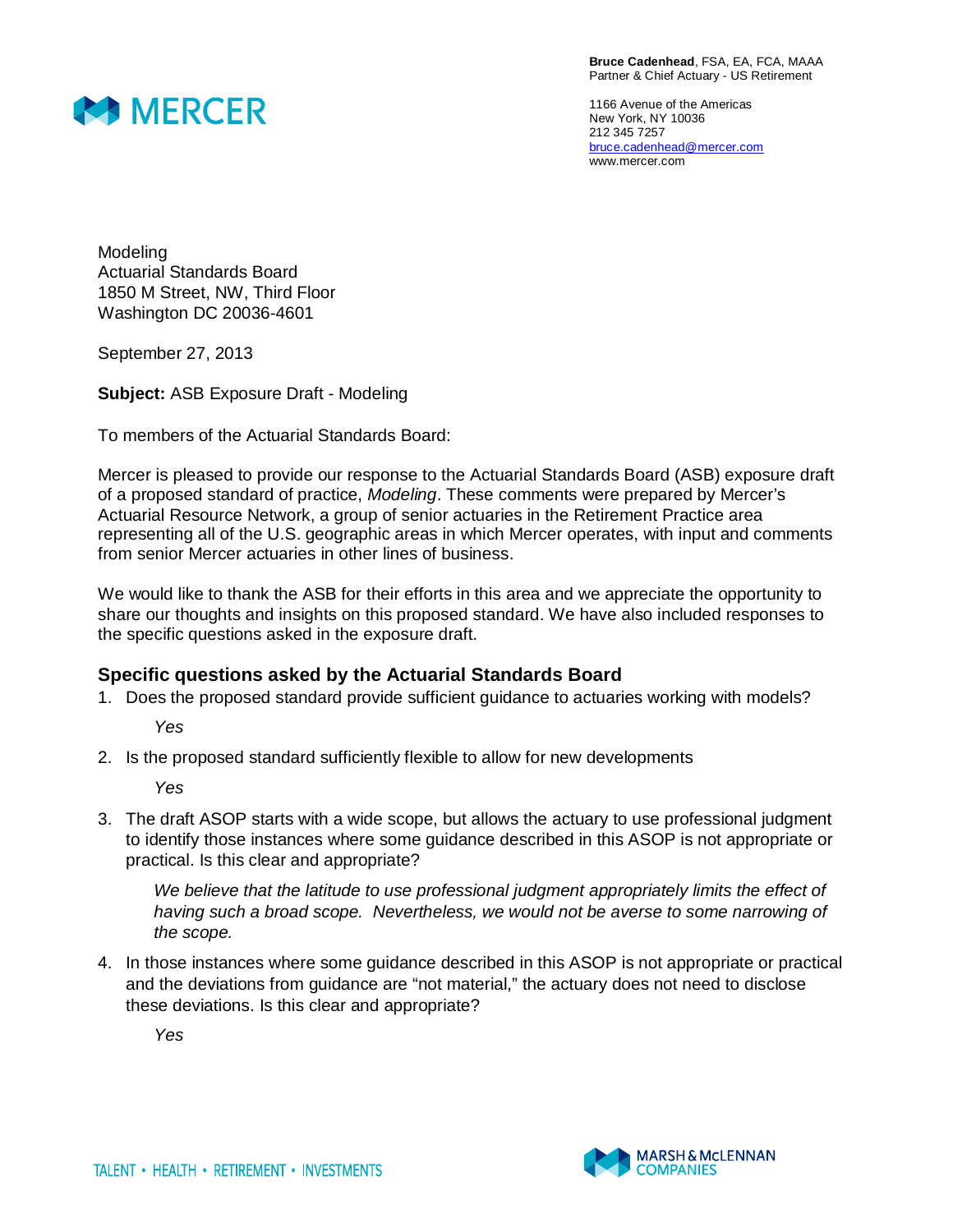MERCER

**Bruce Cadenhead**, FSA, EA, FCA, MAAA
Partner & Chief Actuary - US Retirement

1166 Avenue of the Americas
New York, NY 10036
212 345 7257
bruce.cadenhead@mercer.com
www.mercer.com

Modeling
Actuarial Standards Board
1850 M Street, NW, Third Floor
Washington DC 20036-4601

September 27, 2013

**Subject:** ASB Exposure Draft - Modeling

To members of the Actuarial Standards Board:

Mercer is pleased to provide our response to the Actuarial Standards Board (ASB) exposure draft of a proposed standard of practice, *Modeling*. These comments were prepared by Mercer's Actuarial Resource Network, a group of senior actuaries in the Retirement Practice area representing all of the U.S. geographic areas in which Mercer operates, with input and comments from senior Mercer actuaries in other lines of business.

We would like to thank the ASB for their efforts in this area and we appreciate the opportunity to share our thoughts and insights on this proposed standard. We have also included responses to the specific questions asked in the exposure draft.

## Specific questions asked by the Actuarial Standards Board

1. Does the proposed standard provide sufficient guidance to actuaries working with models?

   *Yes*

2. Is the proposed standard sufficiently flexible to allow for new developments

   *Yes*

3. The draft ASOP starts with a wide scope, but allows the actuary to use professional judgment to identify those instances where some guidance described in this ASOP is not appropriate or practical. Is this clear and appropriate?

   *We believe that the latitude to use professional judgment appropriately limits the effect of having such a broad scope. Nevertheless, we would not be averse to some narrowing of the scope.*

4. In those instances where some guidance described in this ASOP is not appropriate or practical and the deviations from guidance are "not material," the actuary does not need to disclose these deviations. Is this clear and appropriate?

   *Yes*

TALENT • HEALTH • RETIREMENT • INVESTMENTS

MARSH & McLENNAN COMPANIES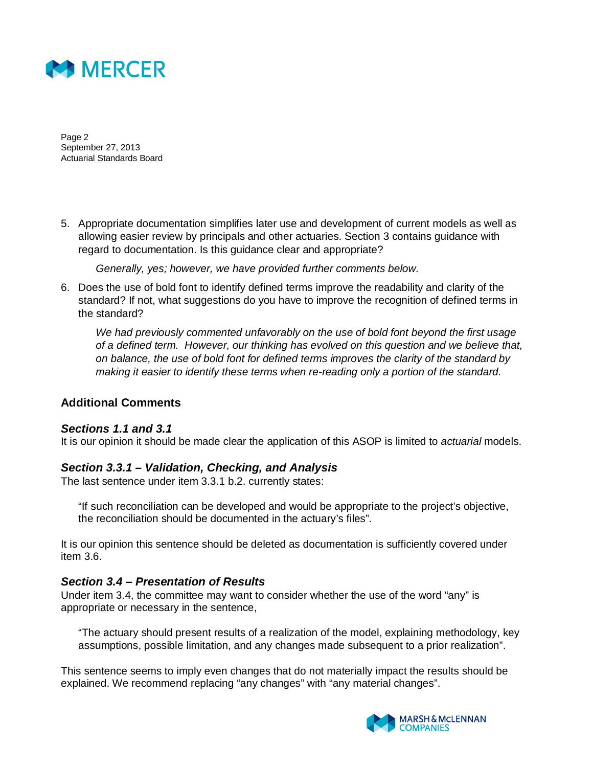5. Appropriate documentation simplifies later use and development of current models as well as allowing easier review by principals and other actuaries. Section 3 contains guidance with regard to documentation. Is this guidance clear and appropriate?

   *Generally, yes; however, we have provided further comments below.*

6. Does the use of bold font to identify defined terms improve the readability and clarity of the standard? If not, what suggestions do you have to improve the recognition of defined terms in the standard?

   *We had previously commented unfavorably on the use of bold font beyond the first usage of a defined term. However, our thinking has evolved on this question and we believe that, on balance, the use of bold font for defined terms improves the clarity of the standard by making it easier to identify these terms when re-reading only a portion of the standard.*

## Additional Comments

### *Sections 1.1 and 3.1*

It is our opinion it should be made clear the application of this ASOP is limited to *actuarial* models.

### *Section 3.3.1 – Validation, Checking, and Analysis*

The last sentence under item 3.3.1 b.2. currently states:

> "If such reconciliation can be developed and would be appropriate to the project's objective, the reconciliation should be documented in the actuary's files".

It is our opinion this sentence should be deleted as documentation is sufficiently covered under item 3.6.

### *Section 3.4 – Presentation of Results*

Under item 3.4, the committee may want to consider whether the use of the word "any" is appropriate or necessary in the sentence,

> "The actuary should present results of a realization of the model, explaining methodology, key assumptions, possible limitation, and any changes made subsequent to a prior realization".

This sentence seems to imply even changes that do not materially impact the results should be explained. We recommend replacing "any changes" with "any material changes".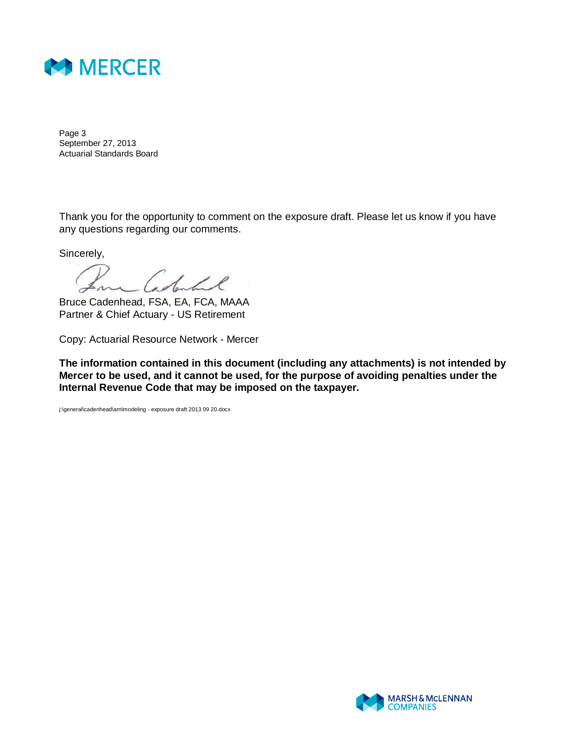September 27, 2013
Actuarial Standards Board

Thank you for the opportunity to comment on the exposure draft. Please let us know if you have any questions regarding our comments.

Sincerely,

Bruce Cadenhead, FSA, EA, FCA, MAAA
Partner & Chief Actuary - US Retirement

Copy: Actuarial Resource Network - Mercer

**The information contained in this document (including any attachments) is not intended by Mercer to be used, and it cannot be used, for the purpose of avoiding penalties under the Internal Revenue Code that may be imposed on the taxpayer.**

j:\general\cadenhead\arn\modeling - exposure draft 2013 09 20.docx